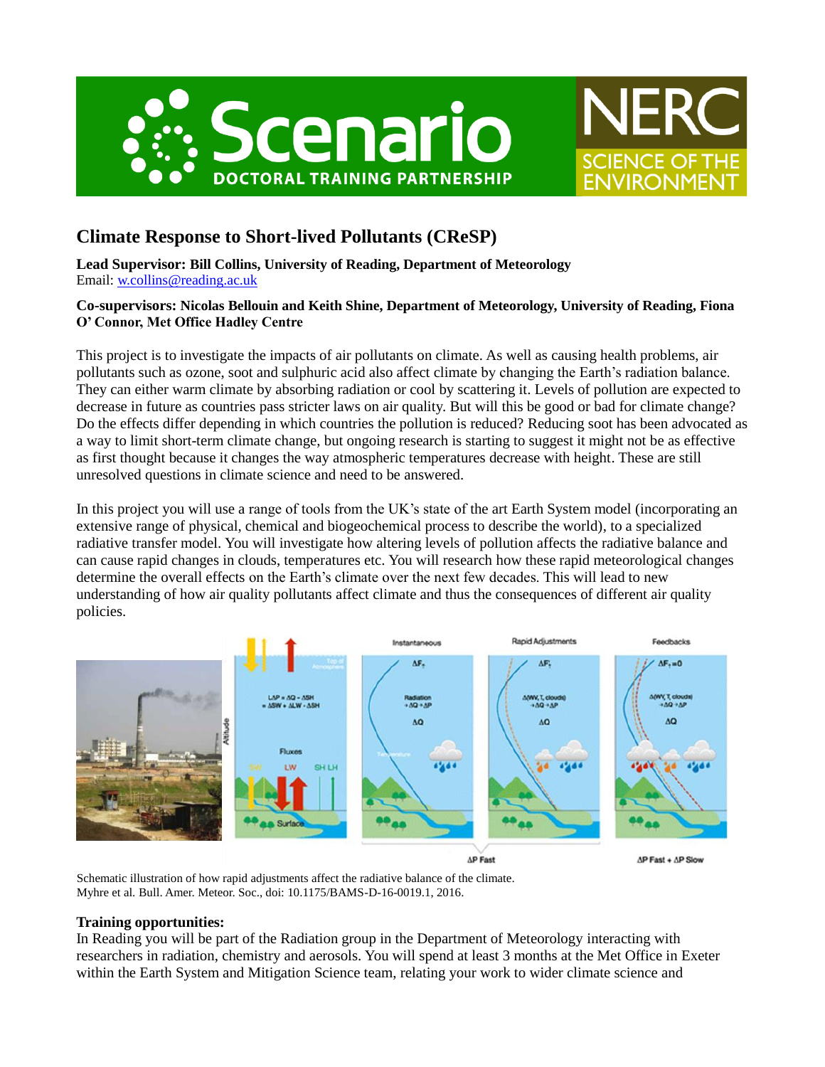# Climate Response to Short-lived Pollutants (CReSP)

**Lead Supervisor: Bill Collins, University of Reading, Department of Meteorology**
Email: w.collins@reading.ac.uk

**Co-supervisors: Nicolas Bellouin and Keith Shine, Department of Meteorology, University of Reading, Fiona O' Connor, Met Office Hadley Centre**

This project is to investigate the impacts of air pollutants on climate. As well as causing health problems, air pollutants such as ozone, soot and sulphuric acid also affect climate by changing the Earth's radiation balance. They can either warm climate by absorbing radiation or cool by scattering it. Levels of pollution are expected to decrease in future as countries pass stricter laws on air quality. But will this be good or bad for climate change? Do the effects differ depending in which countries the pollution is reduced? Reducing soot has been advocated as a way to limit short-term climate change, but ongoing research is starting to suggest it might not be as effective as first thought because it changes the way atmospheric temperatures decrease with height. These are still unresolved questions in climate science and need to be answered.

In this project you will use a range of tools from the UK's state of the art Earth System model (incorporating an extensive range of physical, chemical and biogeochemical process to describe the world), to a specialized radiative transfer model. You will investigate how altering levels of pollution affects the radiative balance and can cause rapid changes in clouds, temperatures etc. You will research how these rapid meteorological changes determine the overall effects on the Earth's climate over the next few decades. This will lead to new understanding of how air quality pollutants affect climate and thus the consequences of different air quality policies.

Schematic illustration of how rapid adjustments affect the radiative balance of the climate.
Myhre et al. Bull. Amer. Meteor. Soc., doi: 10.1175/BAMS-D-16-0019.1, 2016.

**Training opportunities:**
In Reading you will be part of the Radiation group in the Department of Meteorology interacting with researchers in radiation, chemistry and aerosols. You will spend at least 3 months at the Met Office in Exeter within the Earth System and Mitigation Science team, relating your work to wider climate science and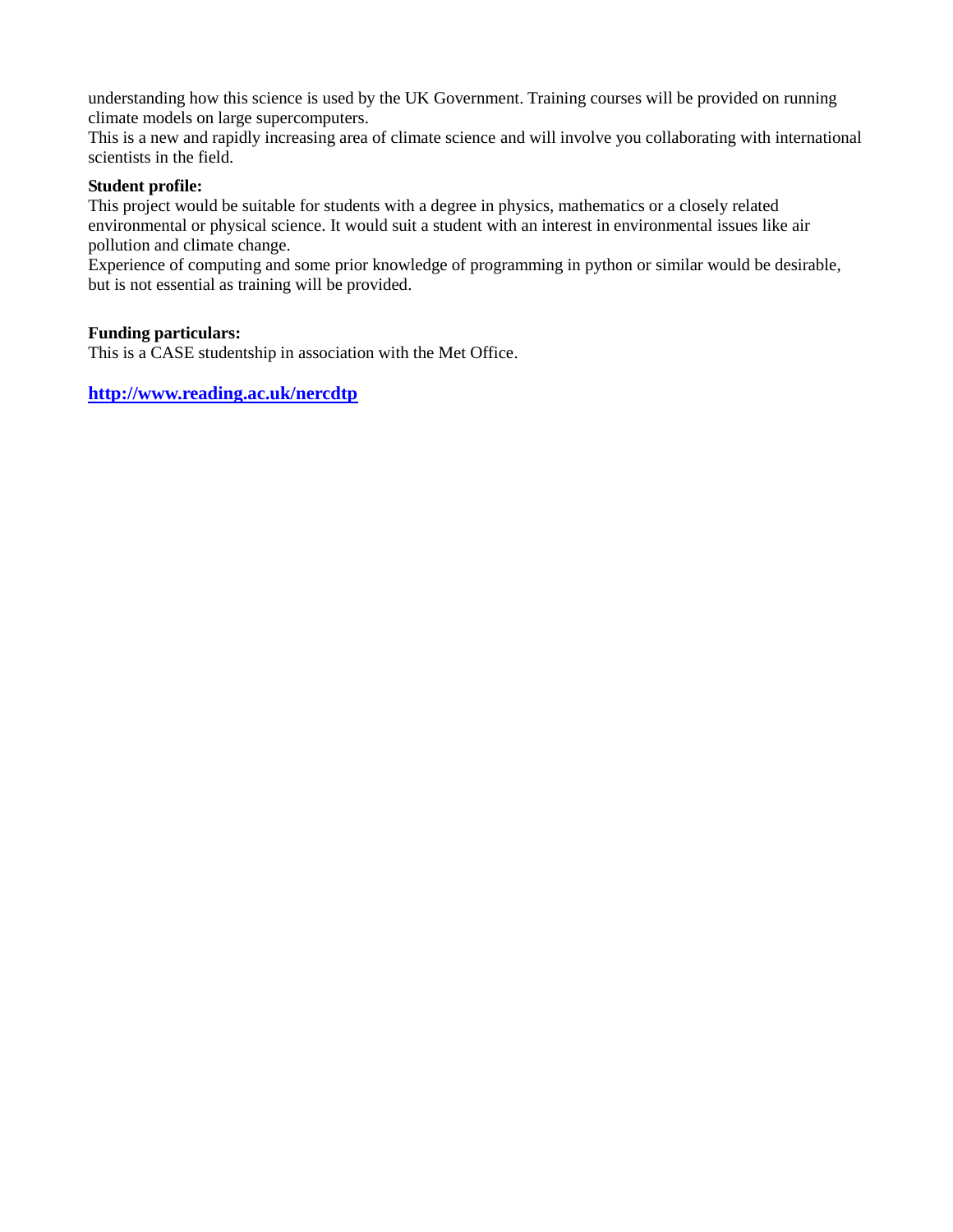understanding how this science is used by the UK Government. Training courses will be provided on running climate models on large supercomputers.
This is a new and rapidly increasing area of climate science and will involve you collaborating with international scientists in the field.

**Student profile:**
This project would be suitable for students with a degree in physics, mathematics or a closely related environmental or physical science. It would suit a student with an interest in environmental issues like air pollution and climate change.
Experience of computing and some prior knowledge of programming in python or similar would be desirable, but is not essential as training will be provided.

**Funding particulars:**
This is a CASE studentship in association with the Met Office.

**http://www.reading.ac.uk/nercdtp**